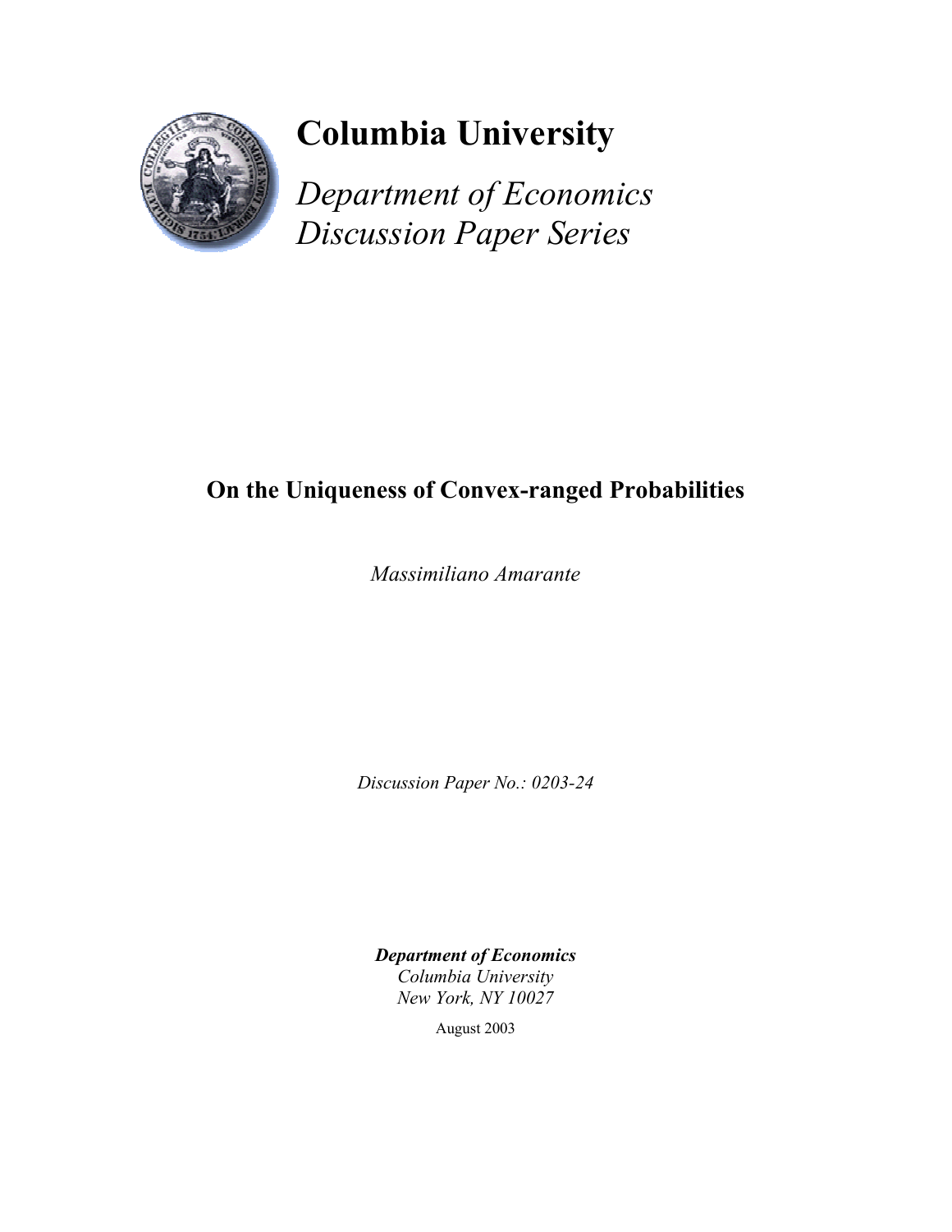# Columbia University

*Department of Economics Discussion Paper Series*

## On the Uniqueness of Convex-ranged Probabilities

*Massimiliano Amarante*

*Discussion Paper No.: 0203-24*

***Department of Economics***
*Columbia University*
*New York, NY 10027*

August 2003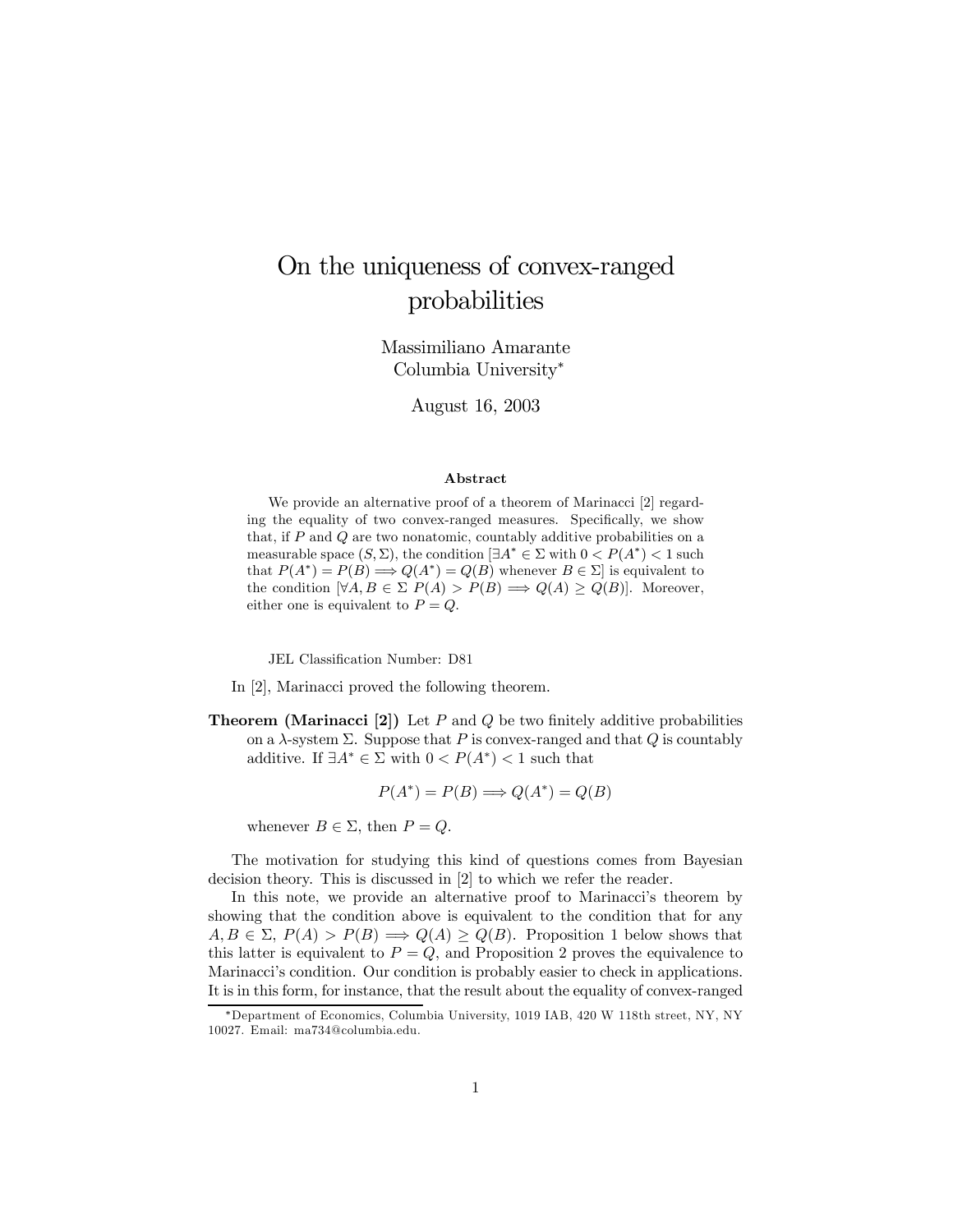# On the uniqueness of convex-ranged probabilities

Massimiliano Amarante  
Columbia University*

August 16, 2003

### Abstract

We provide an alternative proof of a theorem of Marinacci [2] regarding the equality of two convex-ranged measures. Specifically, we show that, if $P$ and $Q$ are two nonatomic, countably additive probabilities on a measurable space $(S, \Sigma)$, the condition [$\exists A^* \in \Sigma$ with $0 < P(A^*) < 1$ such that $P(A^*) = P(B) \Longrightarrow Q(A^*) = Q(B)$ whenever $B \in \Sigma$] is equivalent to the condition [$\forall A, B \in \Sigma$ $P(A) > P(B) \Longrightarrow Q(A) \geq Q(B)$]. Moreover, either one is equivalent to $P = Q$.

JEL Classification Number: D81

In [2], Marinacci proved the following theorem.

**Theorem (Marinacci [2])** Let $P$ and $Q$ be two finitely additive probabilities on a $\lambda$-system $\Sigma$. Suppose that $P$ is convex-ranged and that $Q$ is countably additive. If $\exists A^* \in \Sigma$ with $0 < P(A^*) < 1$ such that

$$P(A^*) = P(B) \Longrightarrow Q(A^*) = Q(B)$$

whenever $B \in \Sigma$, then $P = Q$.

The motivation for studying this kind of questions comes from Bayesian decision theory. This is discussed in [2] to which we refer the reader.

In this note, we provide an alternative proof to Marinacci's theorem by showing that the condition above is equivalent to the condition that for any $A, B \in \Sigma$, $P(A) > P(B) \Longrightarrow Q(A) \geq Q(B)$. Proposition 1 below shows that this latter is equivalent to $P = Q$, and Proposition 2 proves the equivalence to Marinacci's condition. Our condition is probably easier to check in applications. It is in this form, for instance, that the result about the equality of convex-ranged

*Department of Economics, Columbia University, 1019 IAB, 420 W 118th street, NY, NY 10027. Email: ma734@columbia.edu.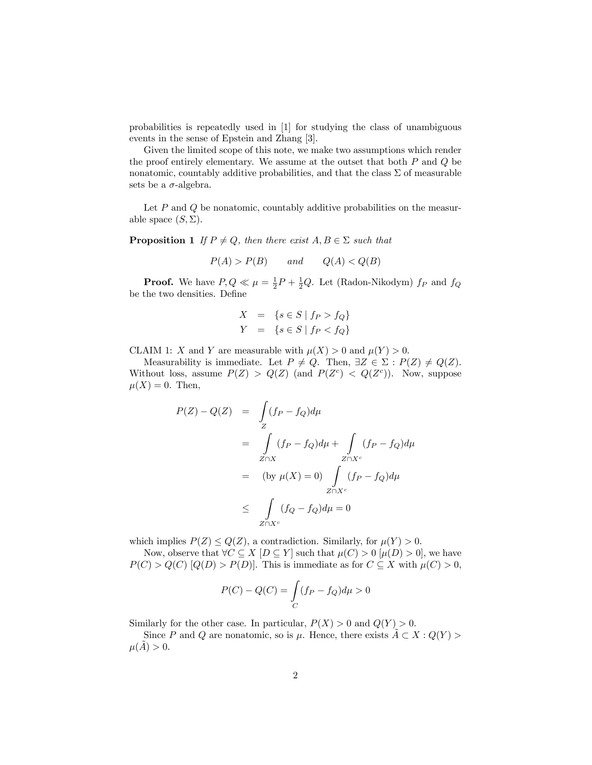probabilities is repeatedly used in [1] for studying the class of unambiguous events in the sense of Epstein and Zhang [3].

Given the limited scope of this note, we make two assumptions which render the proof entirely elementary. We assume at the outset that both $P$ and $Q$ be nonatomic, countably additive probabilities, and that the class $\Sigma$ of measurable sets be a $\sigma$-algebra.

Let $P$ and $Q$ be nonatomic, countably additive probabilities on the measurable space $(S, \Sigma)$.

**Proposition 1** *If $P \neq Q$, then there exist $A, B \in \Sigma$ such that*

$$P(A) > P(B) \qquad \text{and} \qquad Q(A) < Q(B)$$

**Proof.** We have $P, Q \ll \mu = \frac{1}{2}P + \frac{1}{2}Q$. Let (Radon-Nikodym) $f_P$ and $f_Q$ be the two densities. Define

$$\begin{aligned} X &= \{s \in S \mid f_P > f_Q\} \\ Y &= \{s \in S \mid f_P < f_Q\} \end{aligned}$$

CLAIM 1: $X$ and $Y$ are measurable with $\mu(X) > 0$ and $\mu(Y) > 0$.

Measurability is immediate. Let $P \neq Q$. Then, $\exists Z \in \Sigma : P(Z) \neq Q(Z)$. Without loss, assume $P(Z) > Q(Z)$ (and $P(Z^c) < Q(Z^c)$). Now, suppose $\mu(X) = 0$. Then,

$$\begin{aligned} P(Z) - Q(Z) &= \int_Z (f_P - f_Q) d\mu \\ &= \int_{Z \cap X} (f_P - f_Q) d\mu + \int_{Z \cap X^c} (f_P - f_Q) d\mu \\ &= (\text{by } \mu(X) = 0) \int_{Z \cap X^c} (f_P - f_Q) d\mu \\ &\leq \int_{Z \cap X^c} (f_Q - f_Q) d\mu = 0 \end{aligned}$$

which implies $P(Z) \leq Q(Z)$, a contradiction. Similarly, for $\mu(Y) > 0$.

Now, observe that $\forall C \subseteq X$ $[D \subseteq Y]$ such that $\mu(C) > 0$ $[\mu(D) > 0]$, we have $P(C) > Q(C)$ $[Q(D) > P(D)]$. This is immediate as for $C \subseteq X$ with $\mu(C) > 0$,

$$P(C) - Q(C) = \int_C (f_P - f_Q) d\mu > 0$$

Similarly for the other case. In particular, $P(X) > 0$ and $Q(Y) > 0$.

Since $P$ and $Q$ are nonatomic, so is $\mu$. Hence, there exists $\tilde{A} \subset X : Q(Y) > \mu(\tilde{A}) > 0$.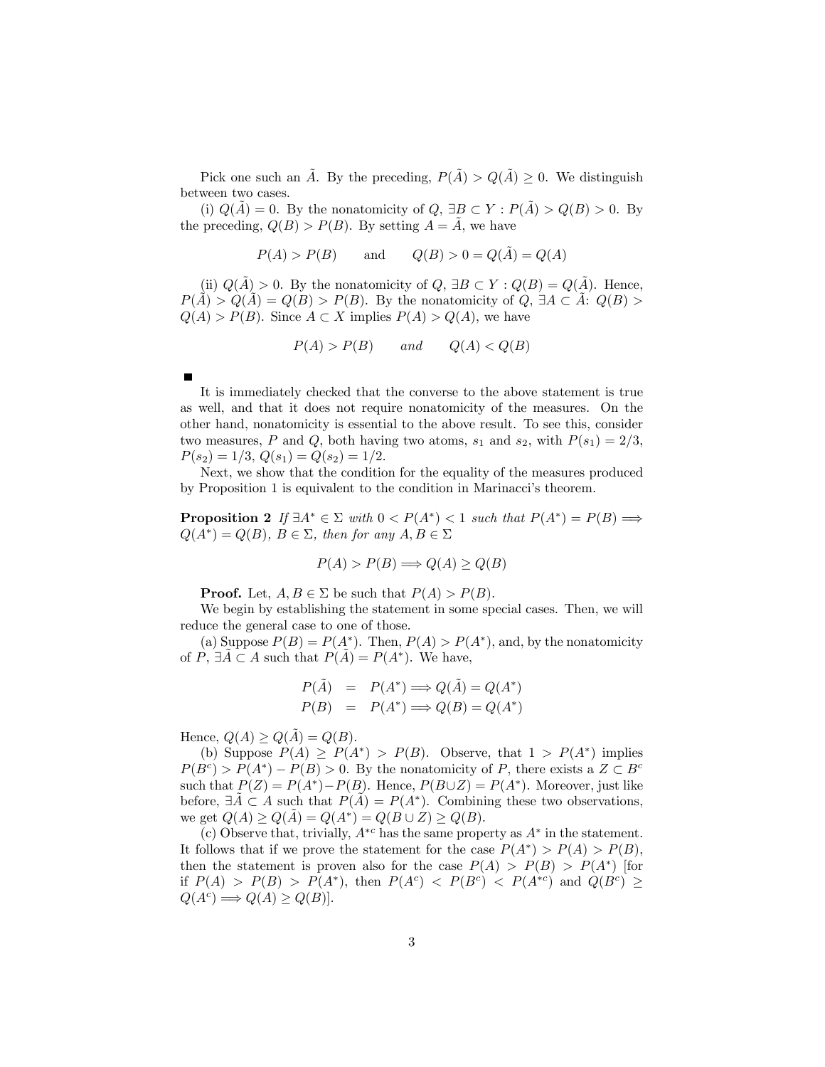Pick one such an $\tilde{A}$. By the preceding, $P(\tilde{A}) > Q(\tilde{A}) \geq 0$. We distinguish between two cases.

(i) $Q(\tilde{A}) = 0$. By the nonatomicity of $Q$, $\exists B \subset Y : P(\tilde{A}) > Q(B) > 0$. By the preceding, $Q(B) > P(B)$. By setting $A = \tilde{A}$, we have

$$P(A) > P(B) \qquad \text{and} \qquad Q(B) > 0 = Q(\tilde{A}) = Q(A)$$

(ii) $Q(\tilde{A}) > 0$. By the nonatomicity of $Q$, $\exists B \subset Y : Q(B) = Q(\tilde{A})$. Hence, $P(\tilde{A}) > Q(\tilde{A}) = Q(B) > P(B)$. By the nonatomicity of $Q$, $\exists A \subset \tilde{A}$: $Q(B) > Q(A) > P(B)$. Since $A \subset X$ implies $P(A) > Q(A)$, we have

$$P(A) > P(B) \qquad \textit{and} \qquad Q(A) < Q(B)$$

■

It is immediately checked that the converse to the above statement is true as well, and that it does not require nonatomicity of the measures. On the other hand, nonatomicity is essential to the above result. To see this, consider two measures, $P$ and $Q$, both having two atoms, $s_1$ and $s_2$, with $P(s_1) = 2/3$, $P(s_2) = 1/3$, $Q(s_1) = Q(s_2) = 1/2$.

Next, we show that the condition for the equality of the measures produced by Proposition 1 is equivalent to the condition in Marinacci's theorem.

**Proposition 2** *If $\exists A^* \in \Sigma$ with $0 < P(A^*) < 1$ such that $P(A^*) = P(B) \Longrightarrow Q(A^*) = Q(B)$, $B \in \Sigma$, then for any $A, B \in \Sigma$*

$$P(A) > P(B) \Longrightarrow Q(A) \geq Q(B)$$

**Proof.** Let, $A, B \in \Sigma$ be such that $P(A) > P(B)$.

We begin by establishing the statement in some special cases. Then, we will reduce the general case to one of those.

(a) Suppose $P(B) = P(A^*)$. Then, $P(A) > P(A^*)$, and, by the nonatomicity of $P$, $\exists \tilde{A} \subset A$ such that $P(\tilde{A}) = P(A^*)$. We have,

$$\begin{aligned} P(\tilde{A}) &= P(A^*) \Longrightarrow Q(\tilde{A}) = Q(A^*) \\ P(B) &= P(A^*) \Longrightarrow Q(B) = Q(A^*) \end{aligned}$$

Hence, $Q(A) \geq Q(\tilde{A}) = Q(B)$.

(b) Suppose $P(A) \geq P(A^*) > P(B)$. Observe, that $1 > P(A^*)$ implies $P(B^c) > P(A^*) - P(B) > 0$. By the nonatomicity of $P$, there exists a $Z \subset B^c$ such that $P(Z) = P(A^*) - P(B)$. Hence, $P(B \cup Z) = P(A^*)$. Moreover, just like before, $\exists \tilde{A} \subset A$ such that $P(\tilde{A}) = P(A^*)$. Combining these two observations, we get $Q(A) \geq Q(\tilde{A}) = Q(A^*) = Q(B \cup Z) \geq Q(B)$.

(c) Observe that, trivially, $A^{*c}$ has the same property as $A^*$ in the statement. It follows that if we prove the statement for the case $P(A^*) > P(A) > P(B)$, then the statement is proven also for the case $P(A) > P(B) > P(A^*)$ [for if $P(A) > P(B) > P(A^*)$, then $P(A^c) < P(B^c) < P(A^{*c})$ and $Q(B^c) \geq Q(A^c) \Longrightarrow Q(A) \geq Q(B)$].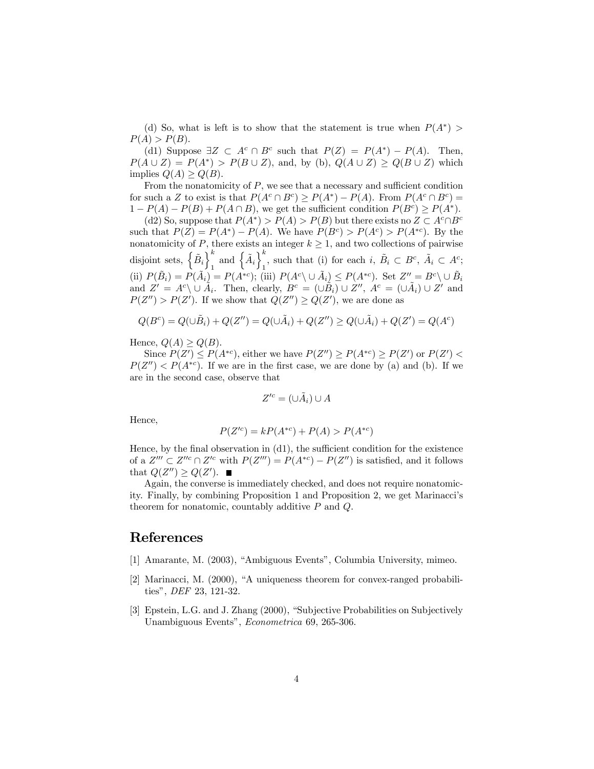(d) So, what is left is to show that the statement is true when $P(A^*) > P(A) > P(B)$.

(d1) Suppose $\exists Z \subset A^c \cap B^c$ such that $P(Z) = P(A^*) - P(A)$. Then, $P(A \cup Z) = P(A^*) > P(B \cup Z)$, and, by (b), $Q(A \cup Z) \geq Q(B \cup Z)$ which implies $Q(A) \geq Q(B)$.

From the nonatomicity of $P$, we see that a necessary and sufficient condition for such a $Z$ to exist is that $P(A^c \cap B^c) \geq P(A^*) - P(A)$. From $P(A^c \cap B^c) = 1 - P(A) - P(B) + P(A \cap B)$, we get the sufficient condition $P(B^c) \geq P(A^*)$.

(d2) So, suppose that $P(A^*) > P(A) > P(B)$ but there exists no $Z \subset A^c \cap B^c$ such that $P(Z) = P(A^*) - P(A)$. We have $P(B^c) > P(A^c) > P(A^{*c})$. By the nonatomicity of $P$, there exists an integer $k \geq 1$, and two collections of pairwise disjoint sets, $\left\{\tilde{B}_i\right\}_1^k$ and $\left\{\tilde{A}_i\right\}_1^k$, such that (i) for each $i$, $\tilde{B}_i \subset B^c$, $\tilde{A}_i \subset A^c$; (ii) $P(\tilde{B}_i) = P(\tilde{A}_i) = P(A^{*c})$; (iii) $P(A^c \backslash \cup \tilde{A}_i) \leq P(A^{*c})$. Set $Z'' = B^c \backslash \cup \tilde{B}_i$ and $Z' = A^c \backslash \cup \tilde{A}_i$. Then, clearly, $B^c = (\cup \tilde{B}_i) \cup Z''$, $A^c = (\cup \tilde{A}_i) \cup Z'$ and $P(Z'') > P(Z')$. If we show that $Q(Z'') \geq Q(Z')$, we are done as

$$Q(B^c) = Q(\cup \tilde{B}_i) + Q(Z'') = Q(\cup \tilde{A}_i) + Q(Z'') \geq Q(\cup \tilde{A}_i) + Q(Z') = Q(A^c)$$

Hence, $Q(A) \geq Q(B)$.

Since $P(Z') \leq P(A^{*c})$, either we have $P(Z'') \geq P(A^{*c}) \geq P(Z')$ or $P(Z') < P(Z'') < P(A^{*c})$. If we are in the first case, we are done by (a) and (b). If we are in the second case, observe that

$$Z'^c = (\cup \tilde{A}_i) \cup A$$

Hence,

$$P(Z'^c) = kP(A^{*c}) + P(A) > P(A^{*c})$$

Hence, by the final observation in (d1), the sufficient condition for the existence of a $Z''' \subset Z''^c \cap Z'^c$ with $P(Z''') = P(A^{*c}) - P(Z'')$ is satisfied, and it follows that $Q(Z'') \geq Q(Z')$. $\blacksquare$

Again, the converse is immediately checked, and does not require nonatomicity. Finally, by combining Proposition 1 and Proposition 2, we get Marinacci's theorem for nonatomic, countably additive $P$ and $Q$.

## References

[1] Amarante, M. (2003), "Ambiguous Events", Columbia University, mimeo.

[2] Marinacci, M. (2000), "A uniqueness theorem for convex-ranged probabilities", *DEF* 23, 121-32.

[3] Epstein, L.G. and J. Zhang (2000), "Subjective Probabilities on Subjectively Unambiguous Events", *Econometrica* 69, 265-306.